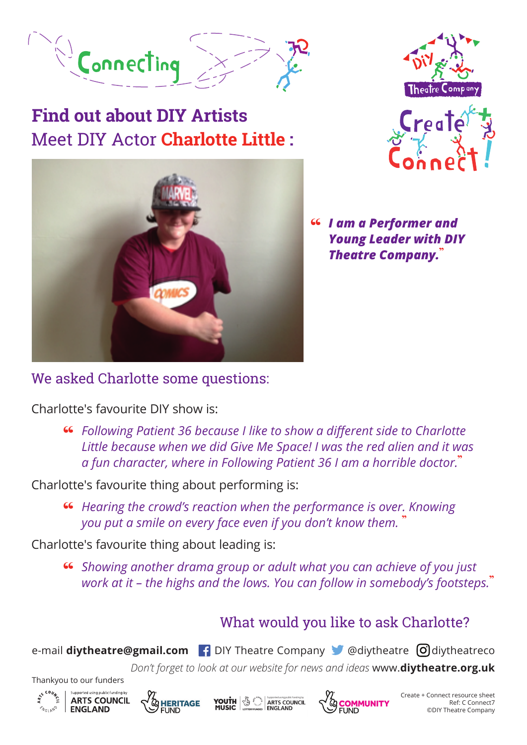Connecting

DIY Theatre Company

Create + Connect!

# Find out about DIY Artists

## Meet DIY Actor **Charlotte Little** :

> ***"I am a Performer and Young Leader with DIY Theatre Company."***

### We asked Charlotte some questions:

Charlotte's favourite DIY show is:

> *"Following Patient 36 because I like to show a different side to Charlotte Little because when we did Give Me Space! I was the red alien and it was a fun character, where in Following Patient 36 I am a horrible doctor."*

Charlotte's favourite thing about performing is:

> *"Hearing the crowd's reaction when the performance is over. Knowing you put a smile on every face even if you don't know them."*

Charlotte's favourite thing about leading is:

> *"Showing another drama group or adult what you can achieve of you just work at it – the highs and the lows. You can follow in somebody's footsteps."*

### What would you like to ask Charlotte?

e-mail **diytheatre@gmail.com** DIY Theatre Company @diytheatre diytheatreco

*Don't forget to look at our website for news and ideas* www.**diytheatre.org.uk**

Thankyou to our funders

Supported using public funding by ARTS COUNCIL ENGLAND | HERITAGE FUND | YOUTH MUSIC | Supported using public funding by ARTS COUNCIL ENGLAND | COMMUNITY FUND

Create + Connect resource sheet
Ref: C Connect7
©DIY Theatre Company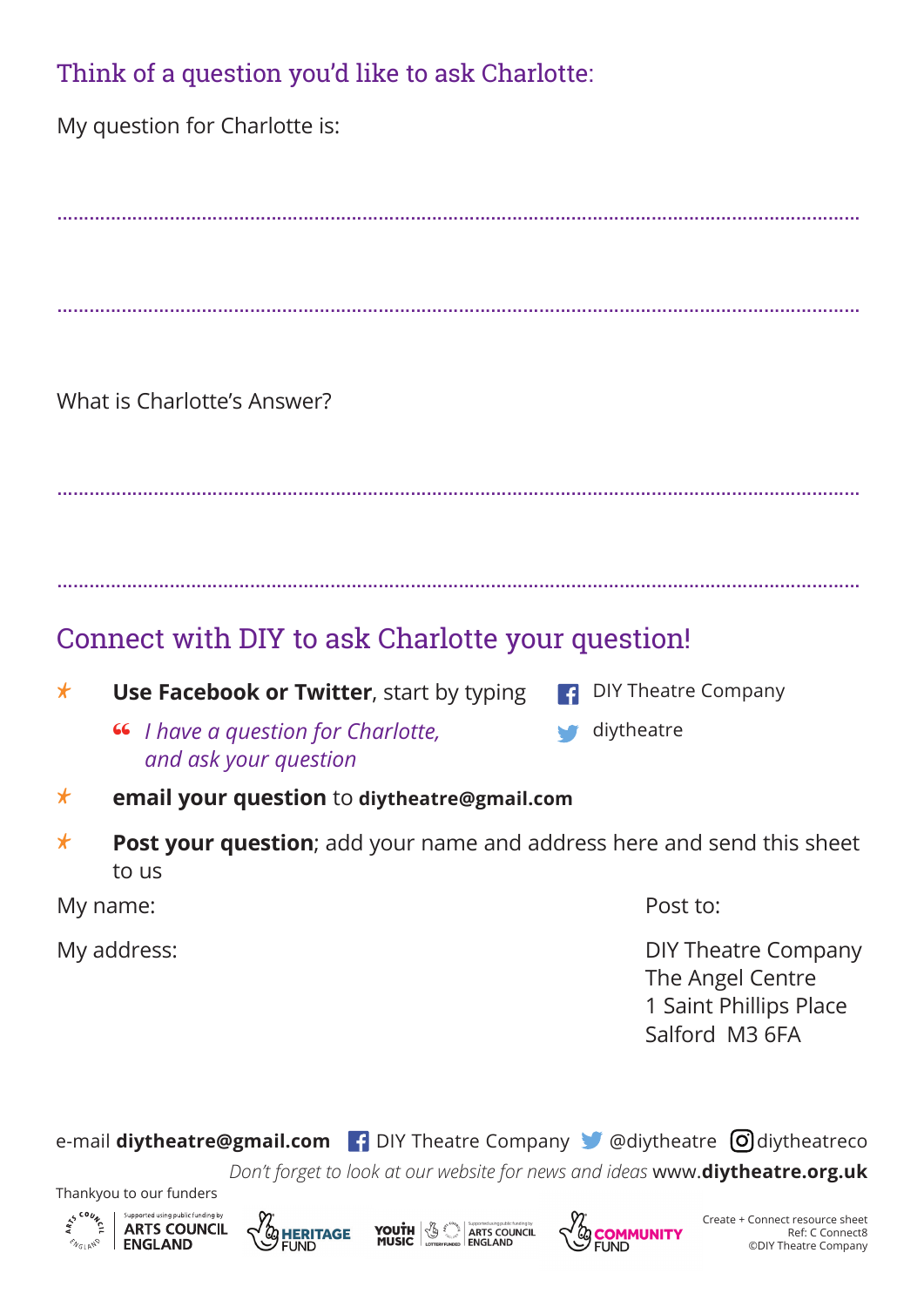## Think of a question you'd like to ask Charlotte:

My question for Charlotte is:

..................................................................................................................................

..................................................................................................................................

What is Charlotte's Answer?

..................................................................................................................................

..................................................................................................................................

## Connect with DIY to ask Charlotte your question!

- **Use Facebook or Twitter**, start by typing
  
  " *I have a question for Charlotte, and ask your question*

  DIY Theatre Company

  diytheatre

- **email your question** to **diytheatre@gmail.com**
- **Post your question**; add your name and address here and send this sheet to us

My name:

My address:

Post to:

DIY Theatre Company
The Angel Centre
1 Saint Phillips Place
Salford M3 6FA

e-mail **diytheatre@gmail.com** DIY Theatre Company @diytheatre diytheatreco

*Don't forget to look at our website for news and ideas* www.**diytheatre.org.uk**

Thankyou to our funders

Supported using public funding by ARTS COUNCIL ENGLAND | HERITAGE FUND | YOUTH MUSIC | Supported using public funding by ARTS COUNCIL ENGLAND | COMMUNITY FUND

Create + Connect resource sheet
Ref: C Connect8
©DIY Theatre Company